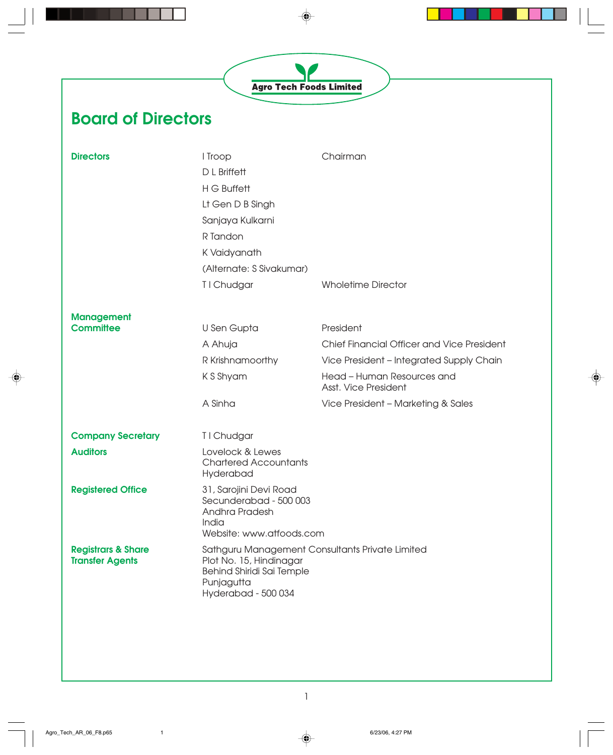Agro Tech Foods Limited

# Board of Directors

| | | |
|---|---|---|
| **Directors** | I Troop | Chairman |
| | D L Briffett | |
| | H G Buffett | |
| | Lt Gen D B Singh | |
| | Sanjaya Kulkarni | |
| | R Tandon | |
| | K Vaidyanath | |
| | (Alternate: S Sivakumar) | |
| | T I Chudgar | Wholetime Director |
| **Management Committee** | U Sen Gupta | President |
| | A Ahuja | Chief Financial Officer and Vice President |
| | R Krishnamoorthy | Vice President – Integrated Supply Chain |
| | K S Shyam | Head – Human Resources and Asst. Vice President |
| | A Sinha | Vice President – Marketing & Sales |
| **Company Secretary** | T I Chudgar | |
| **Auditors** | Lovelock & Lewes<br>Chartered Accountants<br>Hyderabad | |
| **Registered Office** | 31, Sarojini Devi Road<br>Secunderabad - 500 003<br>Andhra Pradesh<br>India<br>Website: www.atfoods.com | |
| **Registrars & Share Transfer Agents** | Sathguru Management Consultants Private Limited<br>Plot No. 15, Hindinagar<br>Behind Shiridi Sai Temple<br>Punjagutta<br>Hyderabad - 500 034 | |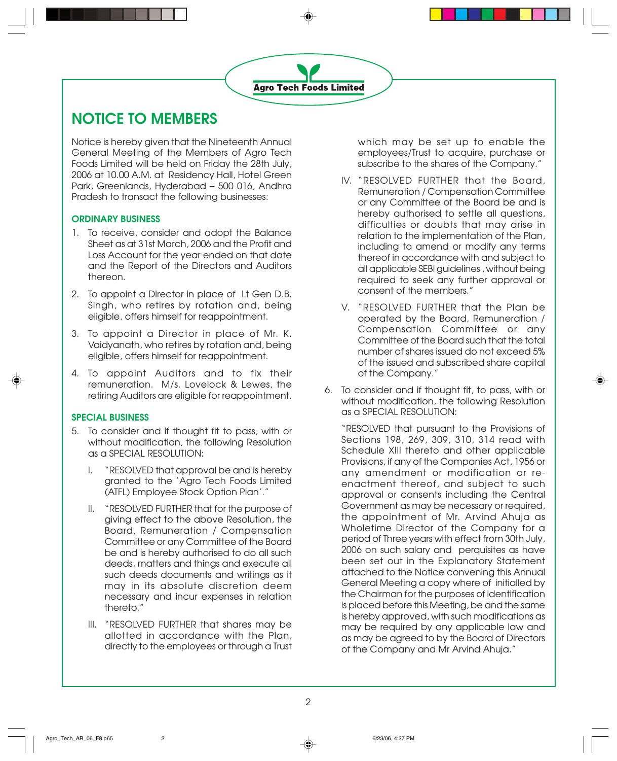# NOTICE TO MEMBERS

Notice is hereby given that the Nineteenth Annual General Meeting of the Members of Agro Tech Foods Limited will be held on Friday the 28th July, 2006 at 10.00 A.M. at Residency Hall, Hotel Green Park, Greenlands, Hyderabad – 500 016, Andhra Pradesh to transact the following businesses:

## ORDINARY BUSINESS

1. To receive, consider and adopt the Balance Sheet as at 31st March, 2006 and the Profit and Loss Account for the year ended on that date and the Report of the Directors and Auditors thereon.

2. To appoint a Director in place of Lt Gen D.B. Singh, who retires by rotation and, being eligible, offers himself for reappointment.

3. To appoint a Director in place of Mr. K. Vaidyanath, who retires by rotation and, being eligible, offers himself for reappointment.

4. To appoint Auditors and to fix their remuneration. M/s. Lovelock & Lewes, the retiring Auditors are eligible for reappointment.

## SPECIAL BUSINESS

5. To consider and if thought fit to pass, with or without modification, the following Resolution as a SPECIAL RESOLUTION:

   I. "RESOLVED that approval be and is hereby granted to the 'Agro Tech Foods Limited (ATFL) Employee Stock Option Plan'."

   II. "RESOLVED FURTHER that for the purpose of giving effect to the above Resolution, the Board, Remuneration / Compensation Committee or any Committee of the Board be and is hereby authorised to do all such deeds, matters and things and execute all such deeds documents and writings as it may in its absolute discretion deem necessary and incur expenses in relation thereto."

   III. "RESOLVED FURTHER that shares may be allotted in accordance with the Plan, directly to the employees or through a Trust which may be set up to enable the employees/Trust to acquire, purchase or subscribe to the shares of the Company."

   IV. "RESOLVED FURTHER that the Board, Remuneration / Compensation Committee or any Committee of the Board be and is hereby authorised to settle all questions, difficulties or doubts that may arise in relation to the implementation of the Plan, including to amend or modify any terms thereof in accordance with and subject to all applicable SEBI guidelines , without being required to seek any further approval or consent of the members."

   V. "RESOLVED FURTHER that the Plan be operated by the Board, Remuneration / Compensation Committee or any Committee of the Board such that the total number of shares issued do not exceed 5% of the issued and subscribed share capital of the Company."

6. To consider and if thought fit, to pass, with or without modification, the following Resolution as a SPECIAL RESOLUTION:

   "RESOLVED that pursuant to the Provisions of Sections 198, 269, 309, 310, 314 read with Schedule XIII thereto and other applicable Provisions, if any of the Companies Act, 1956 or any amendment or modification or re-enactment thereof, and subject to such approval or consents including the Central Government as may be necessary or required, the appointment of Mr. Arvind Ahuja as Wholetime Director of the Company for a period of Three years with effect from 30th July, 2006 on such salary and perquisites as have been set out in the Explanatory Statement attached to the Notice convening this Annual General Meeting a copy where of initialled by the Chairman for the purposes of identification is placed before this Meeting, be and the same is hereby approved, with such modifications as may be required by any applicable law and as may be agreed to by the Board of Directors of the Company and Mr Arvind Ahuja."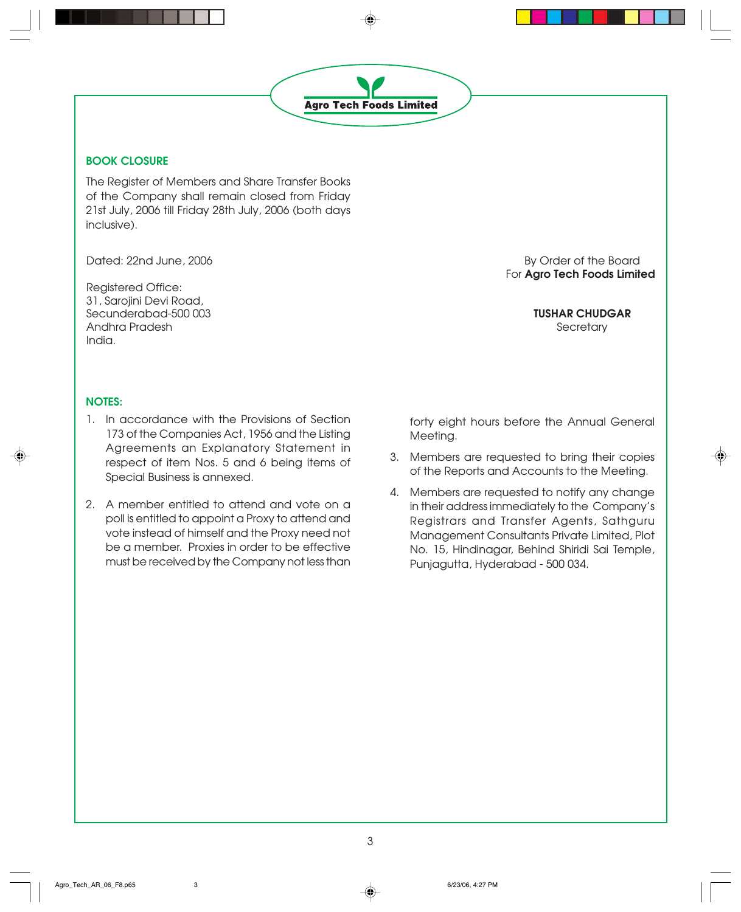## BOOK CLOSURE

The Register of Members and Share Transfer Books of the Company shall remain closed from Friday 21st July, 2006 till Friday 28th July, 2006 (both days inclusive).

Dated: 22nd June, 2006

Registered Office:
31, Sarojini Devi Road,
Secunderabad-500 003
Andhra Pradesh
India.

By Order of the Board
For **Agro Tech Foods Limited**

**TUSHAR CHUDGAR**
Secretary

## NOTES:

1. In accordance with the Provisions of Section 173 of the Companies Act, 1956 and the Listing Agreements an Explanatory Statement in respect of item Nos. 5 and 6 being items of Special Business is annexed.

2. A member entitled to attend and vote on a poll is entitled to appoint a Proxy to attend and vote instead of himself and the Proxy need not be a member. Proxies in order to be effective must be received by the Company not less than forty eight hours before the Annual General Meeting.

3. Members are requested to bring their copies of the Reports and Accounts to the Meeting.

4. Members are requested to notify any change in their address immediately to the Company's Registrars and Transfer Agents, Sathguru Management Consultants Private Limited, Plot No. 15, Hindinagar, Behind Shiridi Sai Temple, Punjagutta, Hyderabad - 500 034.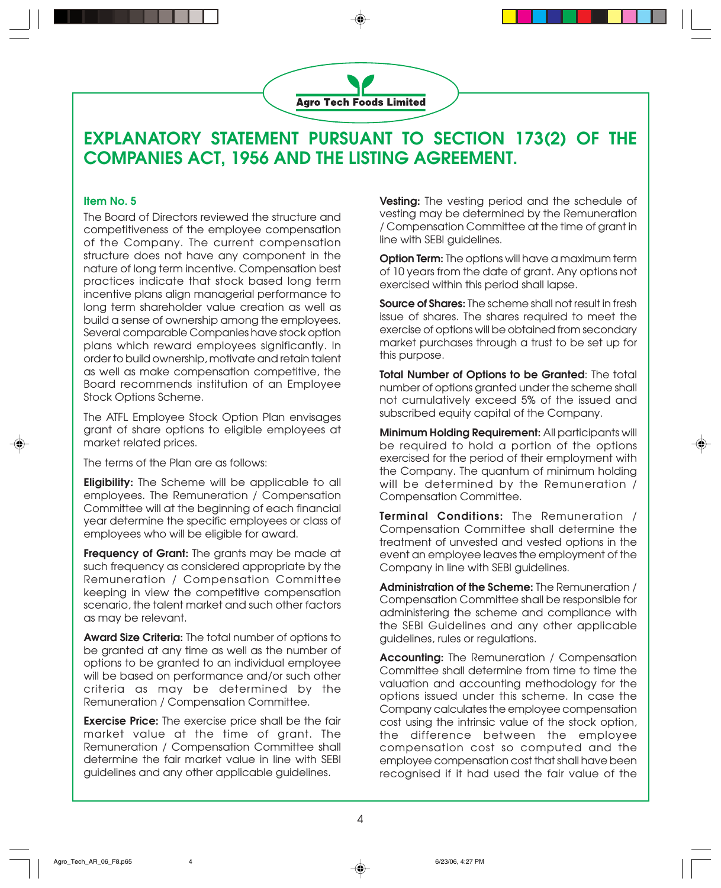# EXPLANATORY STATEMENT PURSUANT TO SECTION 173(2) OF THE COMPANIES ACT, 1956 AND THE LISTING AGREEMENT.

## Item No. 5

The Board of Directors reviewed the structure and competitiveness of the employee compensation of the Company. The current compensation structure does not have any component in the nature of long term incentive. Compensation best practices indicate that stock based long term incentive plans align managerial performance to long term shareholder value creation as well as build a sense of ownership among the employees. Several comparable Companies have stock option plans which reward employees significantly. In order to build ownership, motivate and retain talent as well as make compensation competitive, the Board recommends institution of an Employee Stock Options Scheme.

The ATFL Employee Stock Option Plan envisages grant of share options to eligible employees at market related prices.

The terms of the Plan are as follows:

**Eligibility:** The Scheme will be applicable to all employees. The Remuneration / Compensation Committee will at the beginning of each financial year determine the specific employees or class of employees who will be eligible for award.

**Frequency of Grant:** The grants may be made at such frequency as considered appropriate by the Remuneration / Compensation Committee keeping in view the competitive compensation scenario, the talent market and such other factors as may be relevant.

**Award Size Criteria:** The total number of options to be granted at any time as well as the number of options to be granted to an individual employee will be based on performance and/or such other criteria as may be determined by the Remuneration / Compensation Committee.

**Exercise Price:** The exercise price shall be the fair market value at the time of grant. The Remuneration / Compensation Committee shall determine the fair market value in line with SEBI guidelines and any other applicable guidelines.

**Vesting:** The vesting period and the schedule of vesting may be determined by the Remuneration / Compensation Committee at the time of grant in line with SEBI guidelines.

**Option Term:** The options will have a maximum term of 10 years from the date of grant. Any options not exercised within this period shall lapse.

**Source of Shares:** The scheme shall not result in fresh issue of shares. The shares required to meet the exercise of options will be obtained from secondary market purchases through a trust to be set up for this purpose.

**Total Number of Options to be Granted**: The total number of options granted under the scheme shall not cumulatively exceed 5% of the issued and subscribed equity capital of the Company.

**Minimum Holding Requirement:** All participants will be required to hold a portion of the options exercised for the period of their employment with the Company. The quantum of minimum holding will be determined by the Remuneration / Compensation Committee.

**Terminal Conditions:** The Remuneration / Compensation Committee shall determine the treatment of unvested and vested options in the event an employee leaves the employment of the Company in line with SEBI guidelines.

**Administration of the Scheme:** The Remuneration / Compensation Committee shall be responsible for administering the scheme and compliance with the SEBI Guidelines and any other applicable guidelines, rules or regulations.

**Accounting:** The Remuneration / Compensation Committee shall determine from time to time the valuation and accounting methodology for the options issued under this scheme. In case the Company calculates the employee compensation cost using the intrinsic value of the stock option, the difference between the employee compensation cost so computed and the employee compensation cost that shall have been recognised if it had used the fair value of the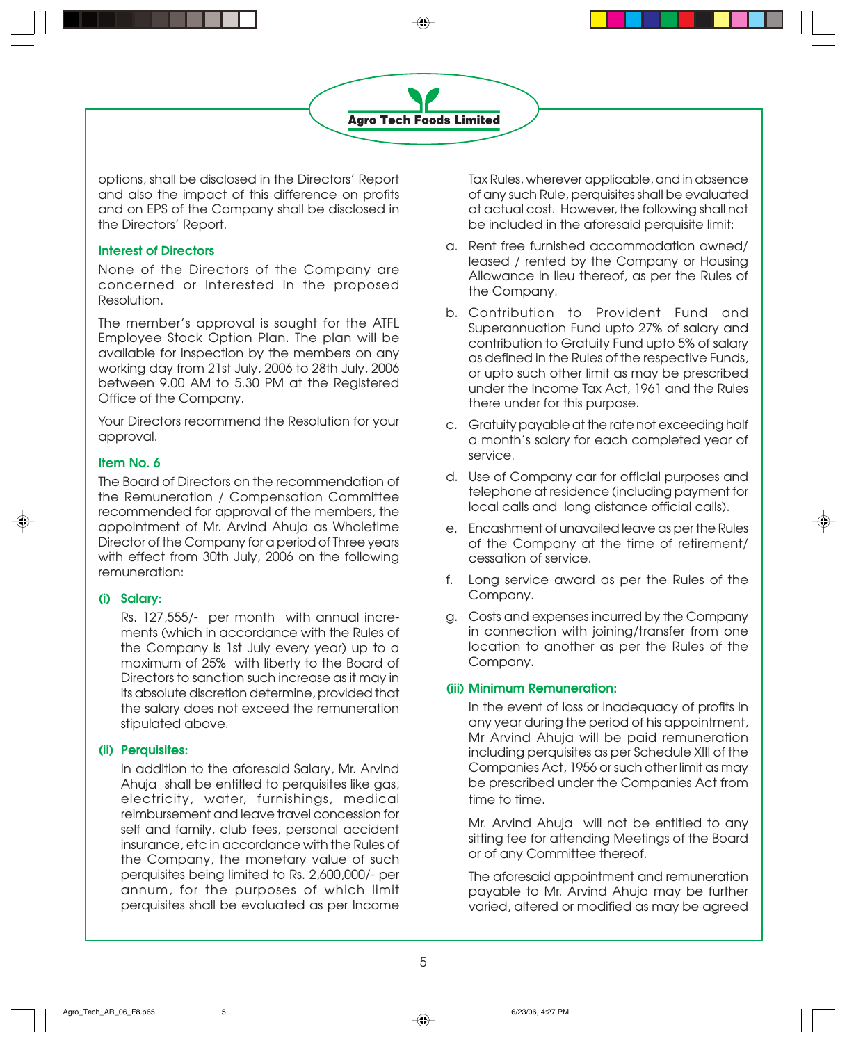options, shall be disclosed in the Directors' Report and also the impact of this difference on profits and on EPS of the Company shall be disclosed in the Directors' Report.

### Interest of Directors

None of the Directors of the Company are concerned or interested in the proposed Resolution.

The member's approval is sought for the ATFL Employee Stock Option Plan. The plan will be available for inspection by the members on any working day from 21st July, 2006 to 28th July, 2006 between 9.00 AM to 5.30 PM at the Registered Office of the Company.

Your Directors recommend the Resolution for your approval.

### Item No. 6

The Board of Directors on the recommendation of the Remuneration / Compensation Committee recommended for approval of the members, the appointment of Mr. Arvind Ahuja as Wholetime Director of the Company for a period of Three years with effect from 30th July, 2006 on the following remuneration:

#### (i) Salary:

Rs. 127,555/- per month with annual increments (which in accordance with the Rules of the Company is 1st July every year) up to a maximum of 25% with liberty to the Board of Directors to sanction such increase as it may in its absolute discretion determine, provided that the salary does not exceed the remuneration stipulated above.

#### (ii) Perquisites:

In addition to the aforesaid Salary, Mr. Arvind Ahuja shall be entitled to perquisites like gas, electricity, water, furnishings, medical reimbursement and leave travel concession for self and family, club fees, personal accident insurance, etc in accordance with the Rules of the Company, the monetary value of such perquisites being limited to Rs. 2,600,000/- per annum, for the purposes of which limit perquisites shall be evaluated as per Income Tax Rules, wherever applicable, and in absence of any such Rule, perquisites shall be evaluated at actual cost. However, the following shall not be included in the aforesaid perquisite limit:

a. Rent free furnished accommodation owned/ leased / rented by the Company or Housing Allowance in lieu thereof, as per the Rules of the Company.

b. Contribution to Provident Fund and Superannuation Fund upto 27% of salary and contribution to Gratuity Fund upto 5% of salary as defined in the Rules of the respective Funds, or upto such other limit as may be prescribed under the Income Tax Act, 1961 and the Rules there under for this purpose.

c. Gratuity payable at the rate not exceeding half a month's salary for each completed year of service.

d. Use of Company car for official purposes and telephone at residence (including payment for local calls and long distance official calls).

e. Encashment of unavailed leave as per the Rules of the Company at the time of retirement/ cessation of service.

f. Long service award as per the Rules of the Company.

g. Costs and expenses incurred by the Company in connection with joining/transfer from one location to another as per the Rules of the Company.

#### (iii) Minimum Remuneration:

In the event of loss or inadequacy of profits in any year during the period of his appointment, Mr Arvind Ahuja will be paid remuneration including perquisites as per Schedule XIII of the Companies Act, 1956 or such other limit as may be prescribed under the Companies Act from time to time.

Mr. Arvind Ahuja will not be entitled to any sitting fee for attending Meetings of the Board or of any Committee thereof.

The aforesaid appointment and remuneration payable to Mr. Arvind Ahuja may be further varied, altered or modified as may be agreed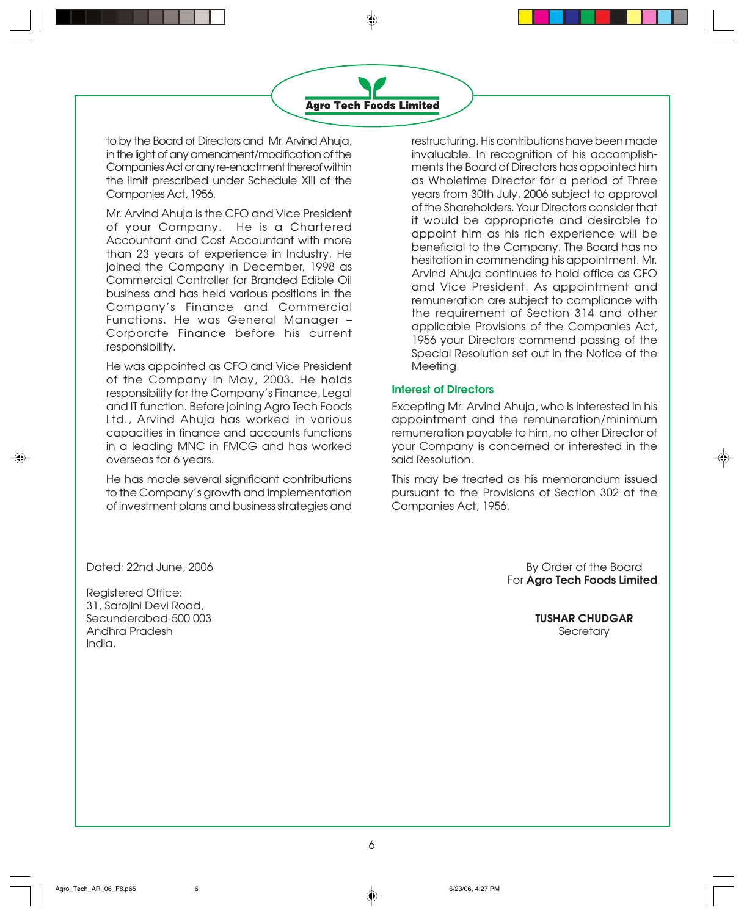to by the Board of Directors and Mr. Arvind Ahuja, in the light of any amendment/modification of the Companies Act or any re-enactment thereof within the limit prescribed under Schedule XIII of the Companies Act, 1956.

Mr. Arvind Ahuja is the CFO and Vice President of your Company. He is a Chartered Accountant and Cost Accountant with more than 23 years of experience in Industry. He joined the Company in December, 1998 as Commercial Controller for Branded Edible Oil business and has held various positions in the Company's Finance and Commercial Functions. He was General Manager – Corporate Finance before his current responsibility.

He was appointed as CFO and Vice President of the Company in May, 2003. He holds responsibility for the Company's Finance, Legal and IT function. Before joining Agro Tech Foods Ltd., Arvind Ahuja has worked in various capacities in finance and accounts functions in a leading MNC in FMCG and has worked overseas for 6 years.

He has made several significant contributions to the Company's growth and implementation of investment plans and business strategies and restructuring. His contributions have been made invaluable. In recognition of his accomplishments the Board of Directors has appointed him as Wholetime Director for a period of Three years from 30th July, 2006 subject to approval of the Shareholders. Your Directors consider that it would be appropriate and desirable to appoint him as his rich experience will be beneficial to the Company. The Board has no hesitation in commending his appointment. Mr. Arvind Ahuja continues to hold office as CFO and Vice President. As appointment and remuneration are subject to compliance with the requirement of Section 314 and other applicable Provisions of the Companies Act, 1956 your Directors commend passing of the Special Resolution set out in the Notice of the Meeting.

### Interest of Directors

Excepting Mr. Arvind Ahuja, who is interested in his appointment and the remuneration/minimum remuneration payable to him, no other Director of your Company is concerned or interested in the said Resolution.

This may be treated as his memorandum issued pursuant to the Provisions of Section 302 of the Companies Act, 1956.

Dated: 22nd June, 2006

Registered Office:
31, Sarojini Devi Road,
Secunderabad-500 003
Andhra Pradesh
India.

By Order of the Board
For **Agro Tech Foods Limited**

**TUSHAR CHUDGAR**
Secretary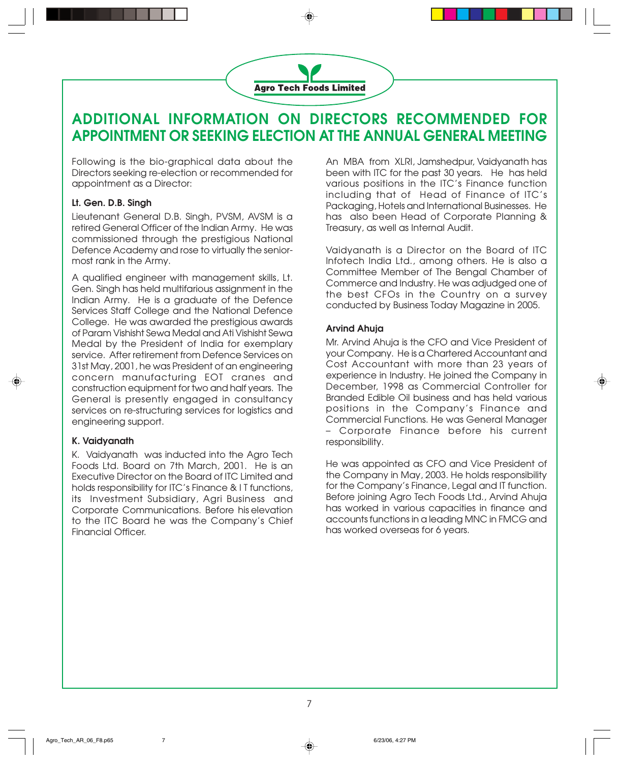# ADDITIONAL INFORMATION ON DIRECTORS RECOMMENDED FOR APPOINTMENT OR SEEKING ELECTION AT THE ANNUAL GENERAL MEETING

Following is the bio-graphical data about the Directors seeking re-election or recommended for appointment as a Director:

### Lt. Gen. D.B. Singh

Lieutenant General D.B. Singh, PVSM, AVSM is a retired General Officer of the Indian Army. He was commissioned through the prestigious National Defence Academy and rose to virtually the senior-most rank in the Army.

A qualified engineer with management skills, Lt. Gen. Singh has held multifarious assignment in the Indian Army. He is a graduate of the Defence Services Staff College and the National Defence College. He was awarded the prestigious awards of Param Vishisht Sewa Medal and Ati Vishisht Sewa Medal by the President of India for exemplary service. After retirement from Defence Services on 31st May, 2001, he was President of an engineering concern manufacturing EOT cranes and construction equipment for two and half years. The General is presently engaged in consultancy services on re-structuring services for logistics and engineering support.

### K. Vaidyanath

K. Vaidyanath was inducted into the Agro Tech Foods Ltd. Board on 7th March, 2001. He is an Executive Director on the Board of ITC Limited and holds responsibility for ITC's Finance & I T functions, its Investment Subsidiary, Agri Business and Corporate Communications. Before his elevation to the ITC Board he was the Company's Chief Financial Officer.

An MBA from XLRI, Jamshedpur, Vaidyanath has been with ITC for the past 30 years. He has held various positions in the ITC's Finance function including that of Head of Finance of ITC's Packaging, Hotels and International Businesses. He has also been Head of Corporate Planning & Treasury, as well as Internal Audit.

Vaidyanath is a Director on the Board of ITC Infotech India Ltd., among others. He is also a Committee Member of The Bengal Chamber of Commerce and Industry. He was adjudged one of the best CFOs in the Country on a survey conducted by Business Today Magazine in 2005.

### Arvind Ahuja

Mr. Arvind Ahuja is the CFO and Vice President of your Company. He is a Chartered Accountant and Cost Accountant with more than 23 years of experience in Industry. He joined the Company in December, 1998 as Commercial Controller for Branded Edible Oil business and has held various positions in the Company's Finance and Commercial Functions. He was General Manager – Corporate Finance before his current responsibility.

He was appointed as CFO and Vice President of the Company in May, 2003. He holds responsibility for the Company's Finance, Legal and IT function. Before joining Agro Tech Foods Ltd., Arvind Ahuja has worked in various capacities in finance and accounts functions in a leading MNC in FMCG and has worked overseas for 6 years.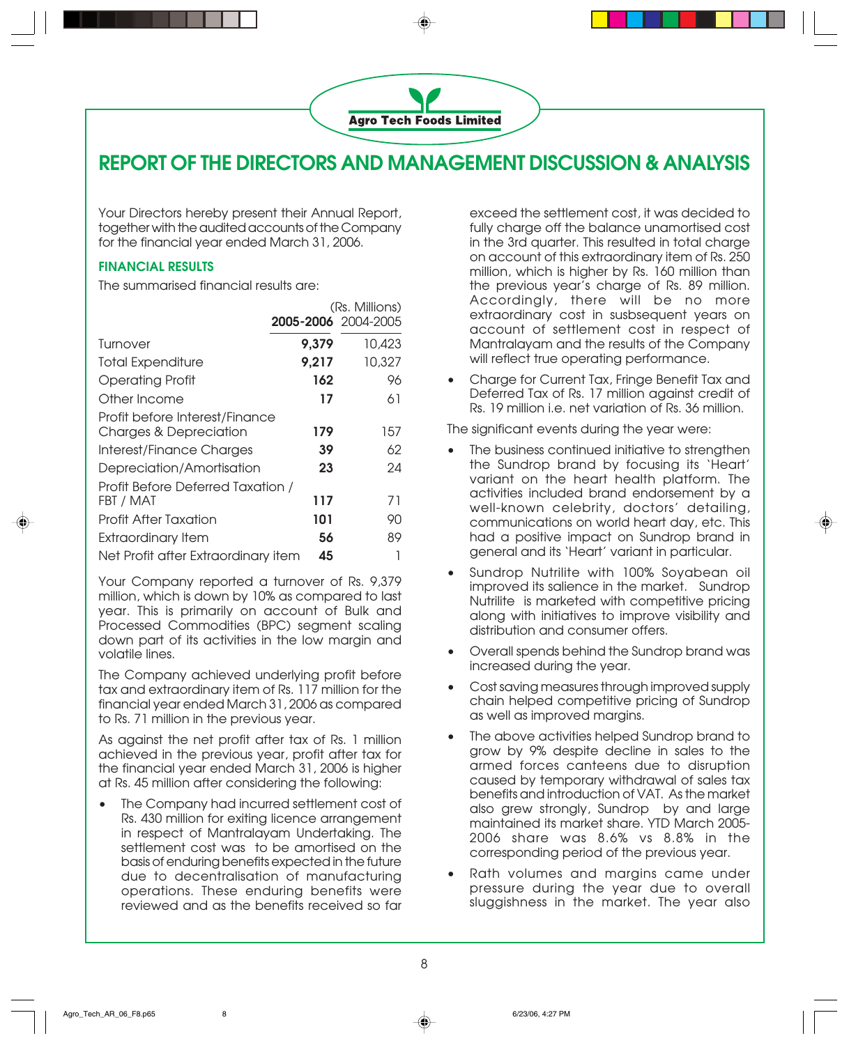Agro Tech Foods Limited

# REPORT OF THE DIRECTORS AND MANAGEMENT DISCUSSION & ANALYSIS

Your Directors hereby present their Annual Report, together with the audited accounts of the Company for the financial year ended March 31, 2006.

## FINANCIAL RESULTS

The summarised financial results are:

| | **2005-2006** | 2004-2005 |
|---|---|---|
| | | (Rs. Millions) |
| Turnover | **9,379** | 10,423 |
| Total Expenditure | **9,217** | 10,327 |
| Operating Profit | **162** | 96 |
| Other Income | **17** | 61 |
| Profit before Interest/Finance Charges & Depreciation | **179** | 157 |
| Interest/Finance Charges | **39** | 62 |
| Depreciation/Amortisation | **23** | 24 |
| Profit Before Deferred Taxation / FBT / MAT | **117** | 71 |
| Profit After Taxation | **101** | 90 |
| Extraordinary Item | **56** | 89 |
| Net Profit after Extraordinary item | **45** | 1 |

Your Company reported a turnover of Rs. 9,379 million, which is down by 10% as compared to last year. This is primarily on account of Bulk and Processed Commodities (BPC) segment scaling down part of its activities in the low margin and volatile lines.

The Company achieved underlying profit before tax and extraordinary item of Rs. 117 million for the financial year ended March 31, 2006 as compared to Rs. 71 million in the previous year.

As against the net profit after tax of Rs. 1 million achieved in the previous year, profit after tax for the financial year ended March 31, 2006 is higher at Rs. 45 million after considering the following:

- The Company had incurred settlement cost of Rs. 430 million for exiting licence arrangement in respect of Mantralayam Undertaking. The settlement cost was to be amortised on the basis of enduring benefits expected in the future due to decentralisation of manufacturing operations. These enduring benefits were reviewed and as the benefits received so far exceed the settlement cost, it was decided to fully charge off the balance unamortised cost in the 3rd quarter. This resulted in total charge on account of this extraordinary item of Rs. 250 million, which is higher by Rs. 160 million than the previous year's charge of Rs. 89 million. Accordingly, there will be no more extraordinary cost in susbsequent years on account of settlement cost in respect of Mantralayam and the results of the Company will reflect true operating performance.
- Charge for Current Tax, Fringe Benefit Tax and Deferred Tax of Rs. 17 million against credit of Rs. 19 million i.e. net variation of Rs. 36 million.

The significant events during the year were:

- The business continued initiative to strengthen the Sundrop brand by focusing its 'Heart' variant on the heart health platform. The activities included brand endorsement by a well-known celebrity, doctors' detailing, communications on world heart day, etc. This had a positive impact on Sundrop brand in general and its 'Heart' variant in particular.
- Sundrop Nutrilite with 100% Soyabean oil improved its salience in the market. Sundrop Nutrilite is marketed with competitive pricing along with initiatives to improve visibility and distribution and consumer offers.
- Overall spends behind the Sundrop brand was increased during the year.
- Cost saving measures through improved supply chain helped competitive pricing of Sundrop as well as improved margins.
- The above activities helped Sundrop brand to grow by 9% despite decline in sales to the armed forces canteens due to disruption caused by temporary withdrawal of sales tax benefits and introduction of VAT. As the market also grew strongly, Sundrop by and large maintained its market share. YTD March 2005-2006 share was 8.6% vs 8.8% in the corresponding period of the previous year.
- Rath volumes and margins came under pressure during the year due to overall sluggishness in the market. The year also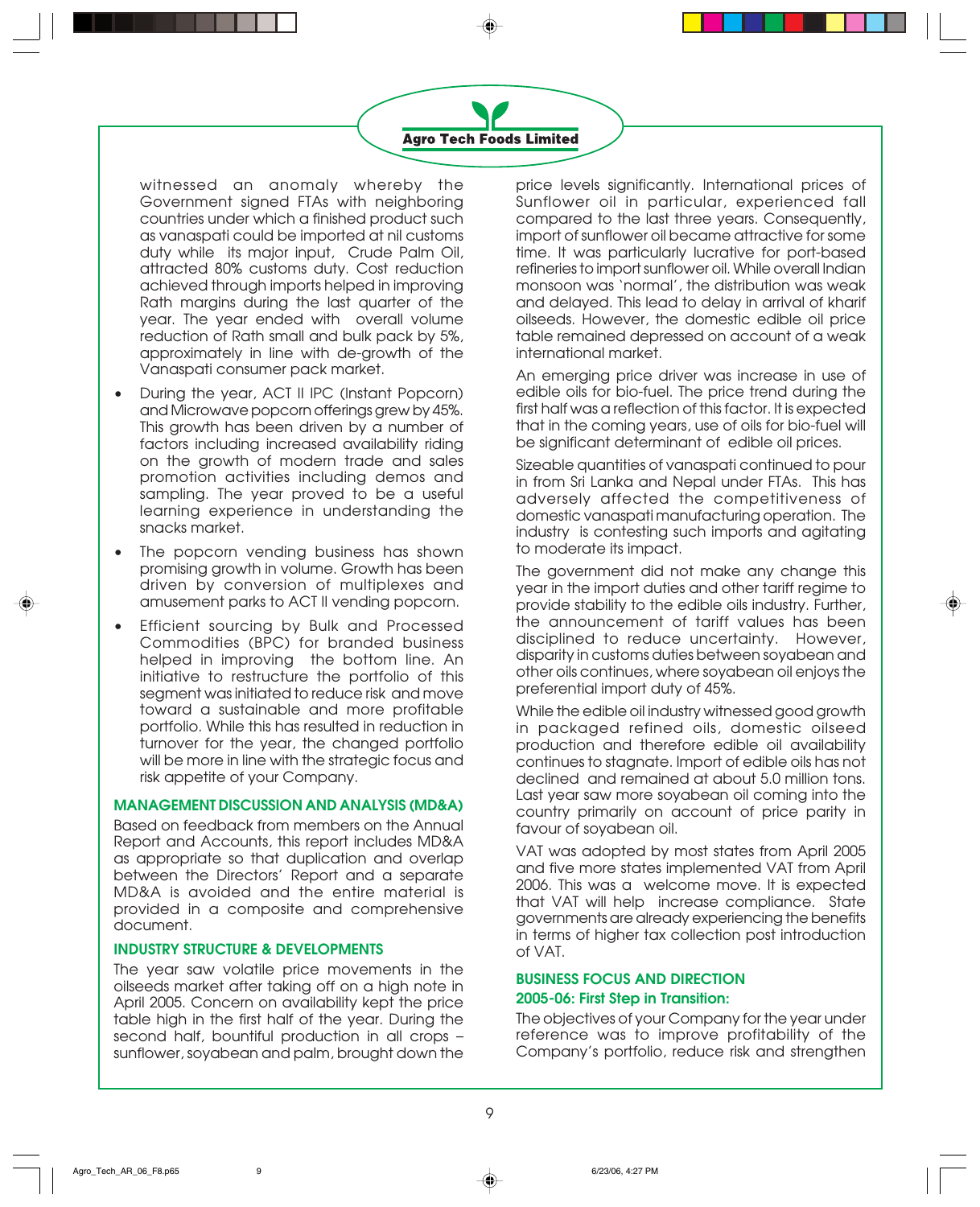witnessed an anomaly whereby the Government signed FTAs with neighboring countries under which a finished product such as vanaspati could be imported at nil customs duty while its major input, Crude Palm Oil, attracted 80% customs duty. Cost reduction achieved through imports helped in improving Rath margins during the last quarter of the year. The year ended with overall volume reduction of Rath small and bulk pack by 5%, approximately in line with de-growth of the Vanaspati consumer pack market.

- During the year, ACT II IPC (Instant Popcorn) and Microwave popcorn offerings grew by 45%. This growth has been driven by a number of factors including increased availability riding on the growth of modern trade and sales promotion activities including demos and sampling. The year proved to be a useful learning experience in understanding the snacks market.
- The popcorn vending business has shown promising growth in volume. Growth has been driven by conversion of multiplexes and amusement parks to ACT II vending popcorn.
- Efficient sourcing by Bulk and Processed Commodities (BPC) for branded business helped in improving the bottom line. An initiative to restructure the portfolio of this segment was initiated to reduce risk and move toward a sustainable and more profitable portfolio. While this has resulted in reduction in turnover for the year, the changed portfolio will be more in line with the strategic focus and risk appetite of your Company.

## MANAGEMENT DISCUSSION AND ANALYSIS (MD&A)

Based on feedback from members on the Annual Report and Accounts, this report includes MD&A as appropriate so that duplication and overlap between the Directors' Report and a separate MD&A is avoided and the entire material is provided in a composite and comprehensive document.

## INDUSTRY STRUCTURE & DEVELOPMENTS

The year saw volatile price movements in the oilseeds market after taking off on a high note in April 2005. Concern on availability kept the price table high in the first half of the year. During the second half, bountiful production in all crops – sunflower, soyabean and palm, brought down the price levels significantly. International prices of Sunflower oil in particular, experienced fall compared to the last three years. Consequently, import of sunflower oil became attractive for some time. It was particularly lucrative for port-based refineries to import sunflower oil. While overall Indian monsoon was 'normal', the distribution was weak and delayed. This lead to delay in arrival of kharif oilseeds. However, the domestic edible oil price table remained depressed on account of a weak international market.

An emerging price driver was increase in use of edible oils for bio-fuel. The price trend during the first half was a reflection of this factor. It is expected that in the coming years, use of oils for bio-fuel will be significant determinant of edible oil prices.

Sizeable quantities of vanaspati continued to pour in from Sri Lanka and Nepal under FTAs. This has adversely affected the competitiveness of domestic vanaspati manufacturing operation. The industry is contesting such imports and agitating to moderate its impact.

The government did not make any change this year in the import duties and other tariff regime to provide stability to the edible oils industry. Further, the announcement of tariff values has been disciplined to reduce uncertainty. However, disparity in customs duties between soyabean and other oils continues, where soyabean oil enjoys the preferential import duty of 45%.

While the edible oil industry witnessed good growth in packaged refined oils, domestic oilseed production and therefore edible oil availability continues to stagnate. Import of edible oils has not declined and remained at about 5.0 million tons. Last year saw more soyabean oil coming into the country primarily on account of price parity in favour of soyabean oil.

VAT was adopted by most states from April 2005 and five more states implemented VAT from April 2006. This was a welcome move. It is expected that VAT will help increase compliance. State governments are already experiencing the benefits in terms of higher tax collection post introduction of VAT.

## BUSINESS FOCUS AND DIRECTION

### 2005-06: First Step in Transition:

The objectives of your Company for the year under reference was to improve profitability of the Company's portfolio, reduce risk and strengthen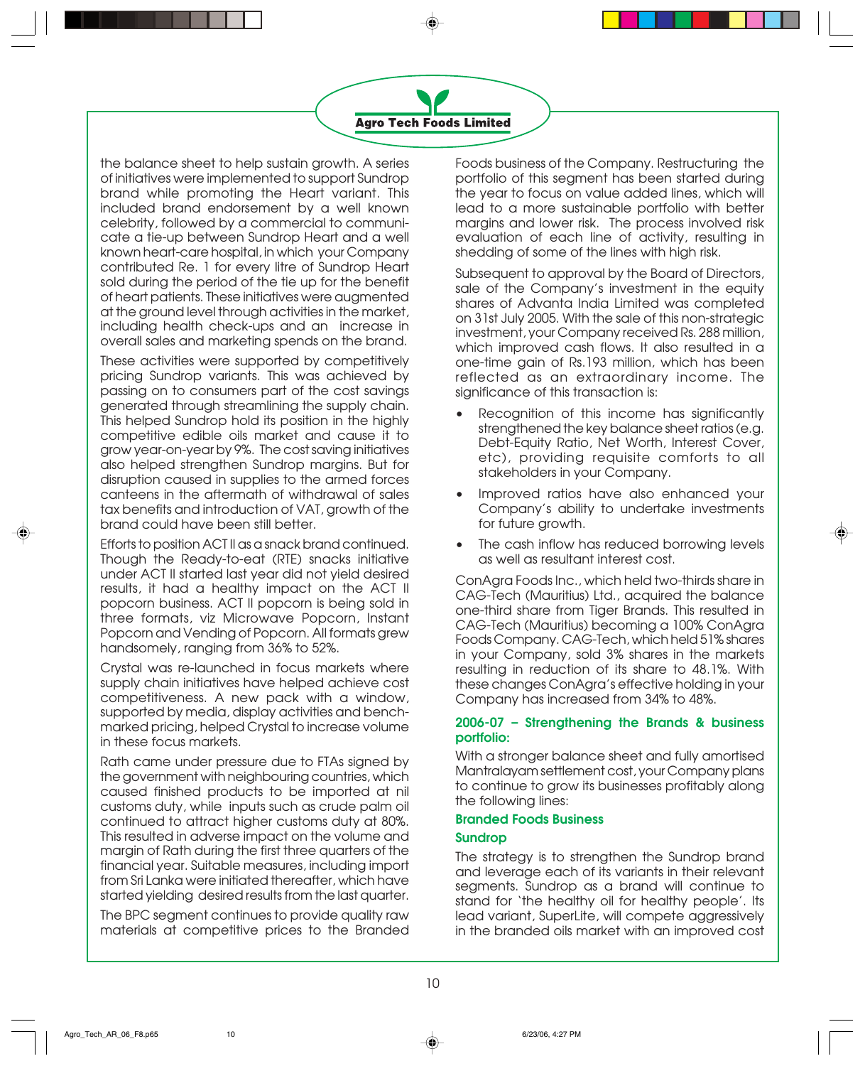the balance sheet to help sustain growth. A series of initiatives were implemented to support Sundrop brand while promoting the Heart variant. This included brand endorsement by a well known celebrity, followed by a commercial to communicate a tie-up between Sundrop Heart and a well known heart-care hospital, in which your Company contributed Re. 1 for every litre of Sundrop Heart sold during the period of the tie up for the benefit of heart patients. These initiatives were augmented at the ground level through activities in the market, including health check-ups and an increase in overall sales and marketing spends on the brand.

These activities were supported by competitively pricing Sundrop variants. This was achieved by passing on to consumers part of the cost savings generated through streamlining the supply chain. This helped Sundrop hold its position in the highly competitive edible oils market and cause it to grow year-on-year by 9%. The cost saving initiatives also helped strengthen Sundrop margins. But for disruption caused in supplies to the armed forces canteens in the aftermath of withdrawal of sales tax benefits and introduction of VAT, growth of the brand could have been still better.

Efforts to position ACT II as a snack brand continued. Though the Ready-to-eat (RTE) snacks initiative under ACT II started last year did not yield desired results, it had a healthy impact on the ACT II popcorn business. ACT II popcorn is being sold in three formats, viz Microwave Popcorn, Instant Popcorn and Vending of Popcorn. All formats grew handsomely, ranging from 36% to 52%.

Crystal was re-launched in focus markets where supply chain initiatives have helped achieve cost competitiveness. A new pack with a window, supported by media, display activities and benchmarked pricing, helped Crystal to increase volume in these focus markets.

Rath came under pressure due to FTAs signed by the government with neighbouring countries, which caused finished products to be imported at nil customs duty, while inputs such as crude palm oil continued to attract higher customs duty at 80%. This resulted in adverse impact on the volume and margin of Rath during the first three quarters of the financial year. Suitable measures, including import from Sri Lanka were initiated thereafter, which have started yielding desired results from the last quarter.

The BPC segment continues to provide quality raw materials at competitive prices to the Branded Foods business of the Company. Restructuring the portfolio of this segment has been started during the year to focus on value added lines, which will lead to a more sustainable portfolio with better margins and lower risk. The process involved risk evaluation of each line of activity, resulting in shedding of some of the lines with high risk.

Subsequent to approval by the Board of Directors, sale of the Company's investment in the equity shares of Advanta India Limited was completed on 31st July 2005. With the sale of this non-strategic investment, your Company received Rs. 288 million, which improved cash flows. It also resulted in a one-time gain of Rs.193 million, which has been reflected as an extraordinary income. The significance of this transaction is:

- Recognition of this income has significantly strengthened the key balance sheet ratios (e.g. Debt-Equity Ratio, Net Worth, Interest Cover, etc), providing requisite comforts to all stakeholders in your Company.
- Improved ratios have also enhanced your Company's ability to undertake investments for future growth.
- The cash inflow has reduced borrowing levels as well as resultant interest cost.

ConAgra Foods Inc., which held two-thirds share in CAG-Tech (Mauritius) Ltd., acquired the balance one-third share from Tiger Brands. This resulted in CAG-Tech (Mauritius) becoming a 100% ConAgra Foods Company. CAG-Tech, which held 51% shares in your Company, sold 3% shares in the markets resulting in reduction of its share to 48.1%. With these changes ConAgra's effective holding in your Company has increased from 34% to 48%.

## 2006-07 – Strengthening the Brands & business portfolio:

With a stronger balance sheet and fully amortised Mantralayam settlement cost, your Company plans to continue to grow its businesses profitably along the following lines:

### Branded Foods Business

#### Sundrop

The strategy is to strengthen the Sundrop brand and leverage each of its variants in their relevant segments. Sundrop as a brand will continue to stand for 'the healthy oil for healthy people'. Its lead variant, SuperLite, will compete aggressively in the branded oils market with an improved cost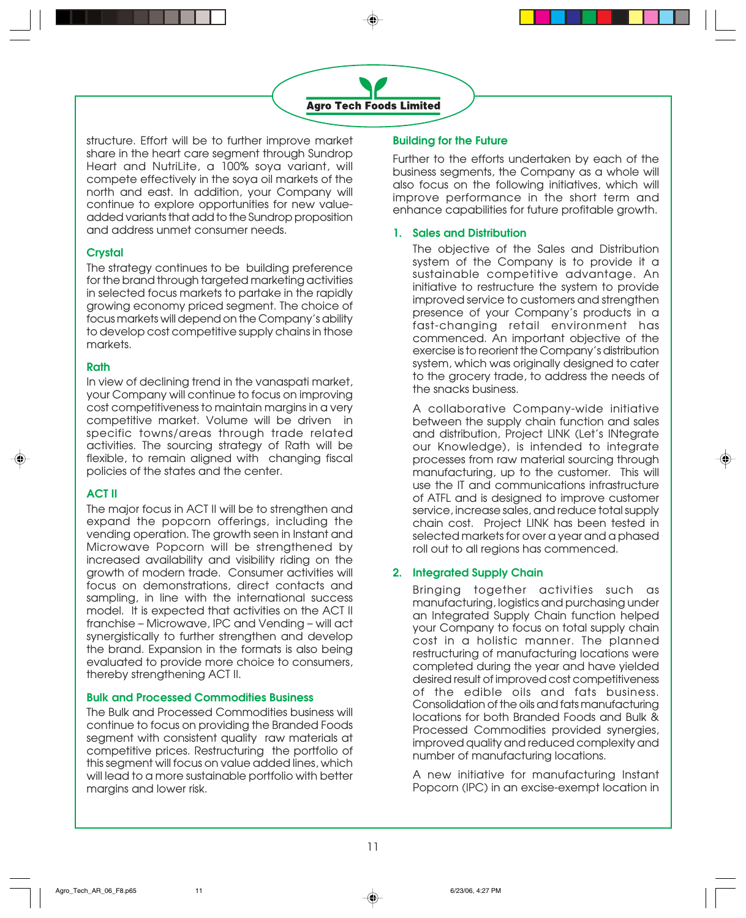structure. Effort will be to further improve market share in the heart care segment through Sundrop Heart and NutriLite, a 100% soya variant, will compete effectively in the soya oil markets of the north and east. In addition, your Company will continue to explore opportunities for new value-added variants that add to the Sundrop proposition and address unmet consumer needs.

### Crystal

The strategy continues to be building preference for the brand through targeted marketing activities in selected focus markets to partake in the rapidly growing economy priced segment. The choice of focus markets will depend on the Company's ability to develop cost competitive supply chains in those markets.

### Rath

In view of declining trend in the vanaspati market, your Company will continue to focus on improving cost competitiveness to maintain margins in a very competitive market. Volume will be driven in specific towns/areas through trade related activities. The sourcing strategy of Rath will be flexible, to remain aligned with changing fiscal policies of the states and the center.

### ACT II

The major focus in ACT II will be to strengthen and expand the popcorn offerings, including the vending operation. The growth seen in Instant and Microwave Popcorn will be strengthened by increased availability and visibility riding on the growth of modern trade. Consumer activities will focus on demonstrations, direct contacts and sampling, in line with the international success model. It is expected that activities on the ACT II franchise – Microwave, IPC and Vending – will act synergistically to further strengthen and develop the brand. Expansion in the formats is also being evaluated to provide more choice to consumers, thereby strengthening ACT II.

### Bulk and Processed Commodities Business

The Bulk and Processed Commodities business will continue to focus on providing the Branded Foods segment with consistent quality raw materials at competitive prices. Restructuring the portfolio of this segment will focus on value added lines, which will lead to a more sustainable portfolio with better margins and lower risk.

## Building for the Future

Further to the efforts undertaken by each of the business segments, the Company as a whole will also focus on the following initiatives, which will improve performance in the short term and enhance capabilities for future profitable growth.

### 1. Sales and Distribution

The objective of the Sales and Distribution system of the Company is to provide it a sustainable competitive advantage. An initiative to restructure the system to provide improved service to customers and strengthen presence of your Company's products in a fast-changing retail environment has commenced. An important objective of the exercise is to reorient the Company's distribution system, which was originally designed to cater to the grocery trade, to address the needs of the snacks business.

A collaborative Company-wide initiative between the supply chain function and sales and distribution, Project LINK (Let's INtegrate our Knowledge), is intended to integrate processes from raw material sourcing through manufacturing, up to the customer. This will use the IT and communications infrastructure of ATFL and is designed to improve customer service, increase sales, and reduce total supply chain cost. Project LINK has been tested in selected markets for over a year and a phased roll out to all regions has commenced.

### 2. Integrated Supply Chain

Bringing together activities such as manufacturing, logistics and purchasing under an Integrated Supply Chain function helped your Company to focus on total supply chain cost in a holistic manner. The planned restructuring of manufacturing locations were completed during the year and have yielded desired result of improved cost competitiveness of the edible oils and fats business. Consolidation of the oils and fats manufacturing locations for both Branded Foods and Bulk & Processed Commodities provided synergies, improved quality and reduced complexity and number of manufacturing locations.

A new initiative for manufacturing Instant Popcorn (IPC) in an excise-exempt location in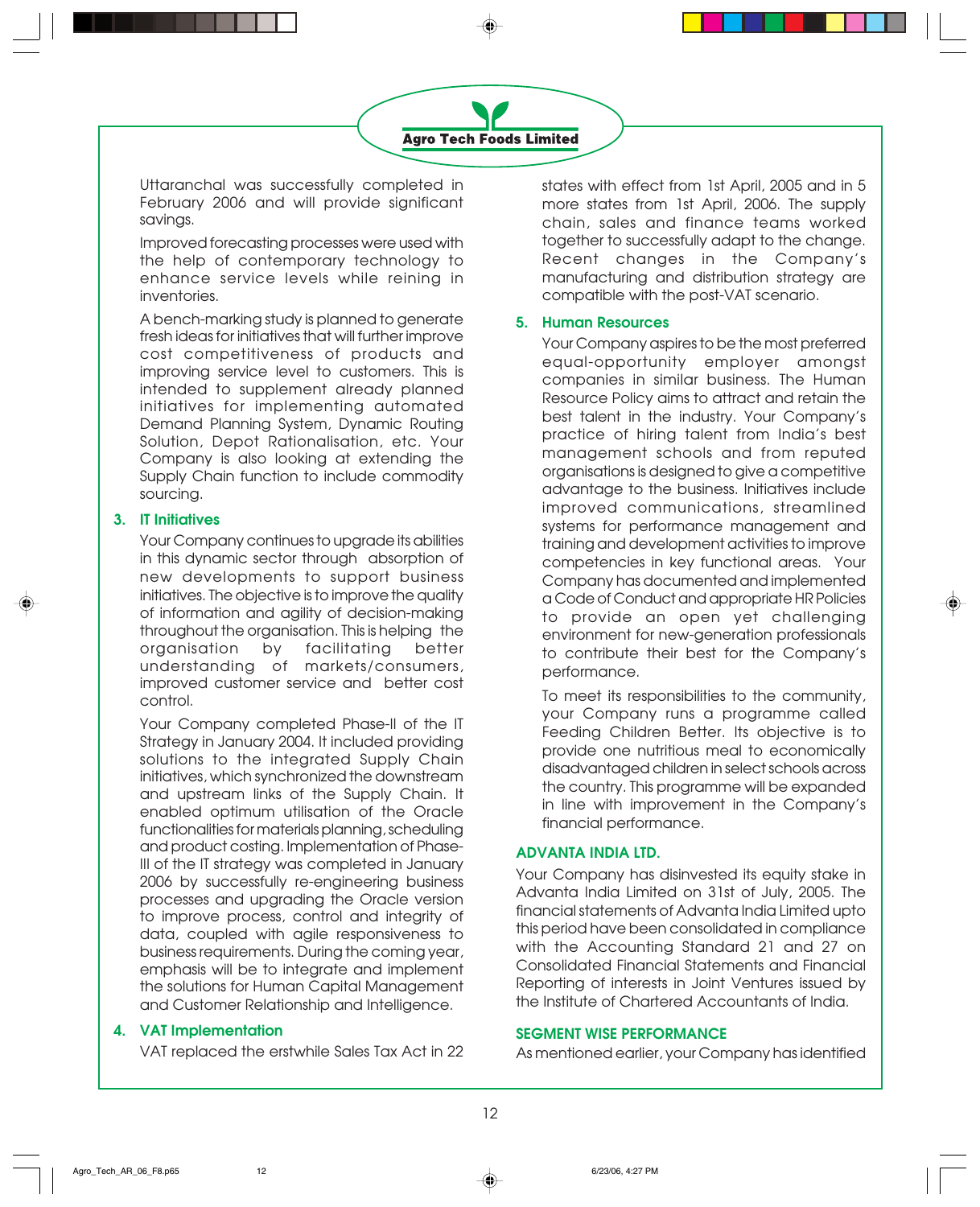Uttaranchal was successfully completed in February 2006 and will provide significant savings.

Improved forecasting processes were used with the help of contemporary technology to enhance service levels while reining in inventories.

A bench-marking study is planned to generate fresh ideas for initiatives that will further improve cost competitiveness of products and improving service level to customers. This is intended to supplement already planned initiatives for implementing automated Demand Planning System, Dynamic Routing Solution, Depot Rationalisation, etc. Your Company is also looking at extending the Supply Chain function to include commodity sourcing.

### 3. IT Initiatives

Your Company continues to upgrade its abilities in this dynamic sector through absorption of new developments to support business initiatives. The objective is to improve the quality of information and agility of decision-making throughout the organisation. This is helping the organisation by facilitating better understanding of markets/consumers, improved customer service and better cost control.

Your Company completed Phase-II of the IT Strategy in January 2004. It included providing solutions to the integrated Supply Chain initiatives, which synchronized the downstream and upstream links of the Supply Chain. It enabled optimum utilisation of the Oracle functionalities for materials planning, scheduling and product costing. Implementation of Phase-III of the IT strategy was completed in January 2006 by successfully re-engineering business processes and upgrading the Oracle version to improve process, control and integrity of data, coupled with agile responsiveness to business requirements. During the coming year, emphasis will be to integrate and implement the solutions for Human Capital Management and Customer Relationship and Intelligence.

### 4. VAT Implementation

VAT replaced the erstwhile Sales Tax Act in 22 states with effect from 1st April, 2005 and in 5 more states from 1st April, 2006. The supply chain, sales and finance teams worked together to successfully adapt to the change. Recent changes in the Company's manufacturing and distribution strategy are compatible with the post-VAT scenario.

### 5. Human Resources

Your Company aspires to be the most preferred equal-opportunity employer amongst companies in similar business. The Human Resource Policy aims to attract and retain the best talent in the industry. Your Company's practice of hiring talent from India's best management schools and from reputed organisations is designed to give a competitive advantage to the business. Initiatives include improved communications, streamlined systems for performance management and training and development activities to improve competencies in key functional areas. Your Company has documented and implemented a Code of Conduct and appropriate HR Policies to provide an open yet challenging environment for new-generation professionals to contribute their best for the Company's performance.

To meet its responsibilities to the community, your Company runs a programme called Feeding Children Better. Its objective is to provide one nutritious meal to economically disadvantaged children in select schools across the country. This programme will be expanded in line with improvement in the Company's financial performance.

## ADVANTA INDIA LTD.

Your Company has disinvested its equity stake in Advanta India Limited on 31st of July, 2005. The financial statements of Advanta India Limited upto this period have been consolidated in compliance with the Accounting Standard 21 and 27 on Consolidated Financial Statements and Financial Reporting of interests in Joint Ventures issued by the Institute of Chartered Accountants of India.

## SEGMENT WISE PERFORMANCE

As mentioned earlier, your Company has identified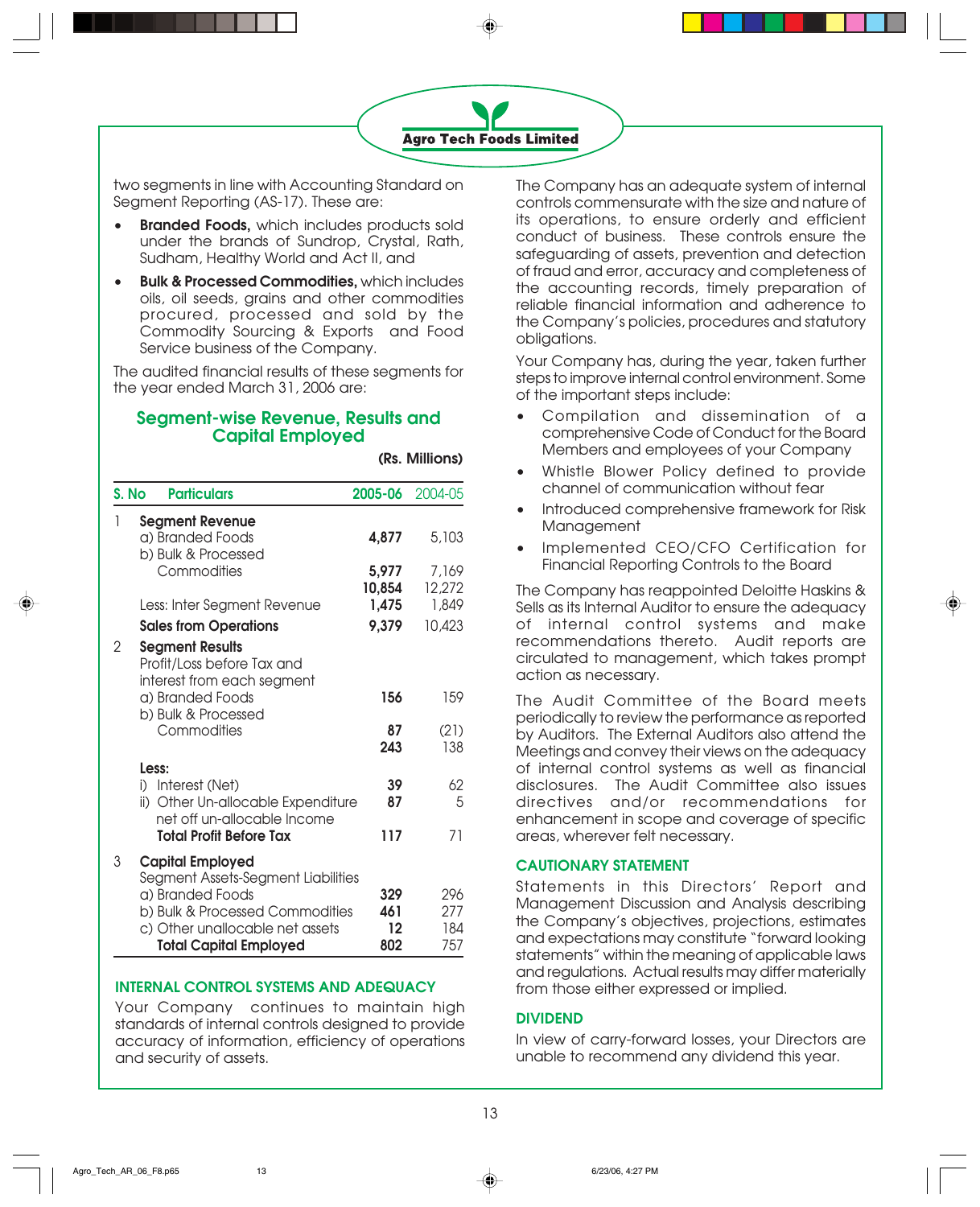two segments in line with Accounting Standard on Segment Reporting (AS-17). These are:

- **Branded Foods,** which includes products sold under the brands of Sundrop, Crystal, Rath, Sudham, Healthy World and Act II, and
- **Bulk & Processed Commodities,** which includes oils, oil seeds, grains and other commodities procured, processed and sold by the Commodity Sourcing & Exports and Food Service business of the Company.

The audited financial results of these segments for the year ended March 31, 2006 are:

## Segment-wise Revenue, Results and Capital Employed

**(Rs. Millions)**

| S. No | Particulars | 2005-06 | 2004-05 |
|---|---|---|---|
| 1 | **Segment Revenue** | | |
| | a) Branded Foods | **4,877** | 5,103 |
| | b) Bulk & Processed Commodities | **5,977** | 7,169 |
| | | **10,854** | 12,272 |
| | Less: Inter Segment Revenue | **1,475** | 1,849 |
| | **Sales from Operations** | **9,379** | 10,423 |
| 2 | **Segment Results** | | |
| | Profit/Loss before Tax and interest from each segment | | |
| | a) Branded Foods | **156** | 159 |
| | b) Bulk & Processed Commodities | **87** | (21) |
| | | **243** | 138 |
| | **Less:** | | |
| | i) Interest (Net) | **39** | 62 |
| | ii) Other Un-allocable Expenditure net off un-allocable Income | **87** | 5 |
| | **Total Profit Before Tax** | **117** | 71 |
| 3 | **Capital Employed** | | |
| | Segment Assets-Segment Liabilities | | |
| | a) Branded Foods | **329** | 296 |
| | b) Bulk & Processed Commodities | **461** | 277 |
| | c) Other unallocable net assets | **12** | 184 |
| | **Total Capital Employed** | **802** | 757 |

### INTERNAL CONTROL SYSTEMS AND ADEQUACY

Your Company continues to maintain high standards of internal controls designed to provide accuracy of information, efficiency of operations and security of assets.

The Company has an adequate system of internal controls commensurate with the size and nature of its operations, to ensure orderly and efficient conduct of business. These controls ensure the safeguarding of assets, prevention and detection of fraud and error, accuracy and completeness of the accounting records, timely preparation of reliable financial information and adherence to the Company's policies, procedures and statutory obligations.

Your Company has, during the year, taken further steps to improve internal control environment. Some of the important steps include:

- Compilation and dissemination of a comprehensive Code of Conduct for the Board Members and employees of your Company
- Whistle Blower Policy defined to provide channel of communication without fear
- Introduced comprehensive framework for Risk Management
- Implemented CEO/CFO Certification for Financial Reporting Controls to the Board

The Company has reappointed Deloitte Haskins & Sells as its Internal Auditor to ensure the adequacy of internal control systems and make recommendations thereto. Audit reports are circulated to management, which takes prompt action as necessary.

The Audit Committee of the Board meets periodically to review the performance as reported by Auditors. The External Auditors also attend the Meetings and convey their views on the adequacy of internal control systems as well as financial disclosures. The Audit Committee also issues directives and/or recommendations for enhancement in scope and coverage of specific areas, wherever felt necessary.

### CAUTIONARY STATEMENT

Statements in this Directors' Report and Management Discussion and Analysis describing the Company's objectives, projections, estimates and expectations may constitute "forward looking statements" within the meaning of applicable laws and regulations. Actual results may differ materially from those either expressed or implied.

### DIVIDEND

In view of carry-forward losses, your Directors are unable to recommend any dividend this year.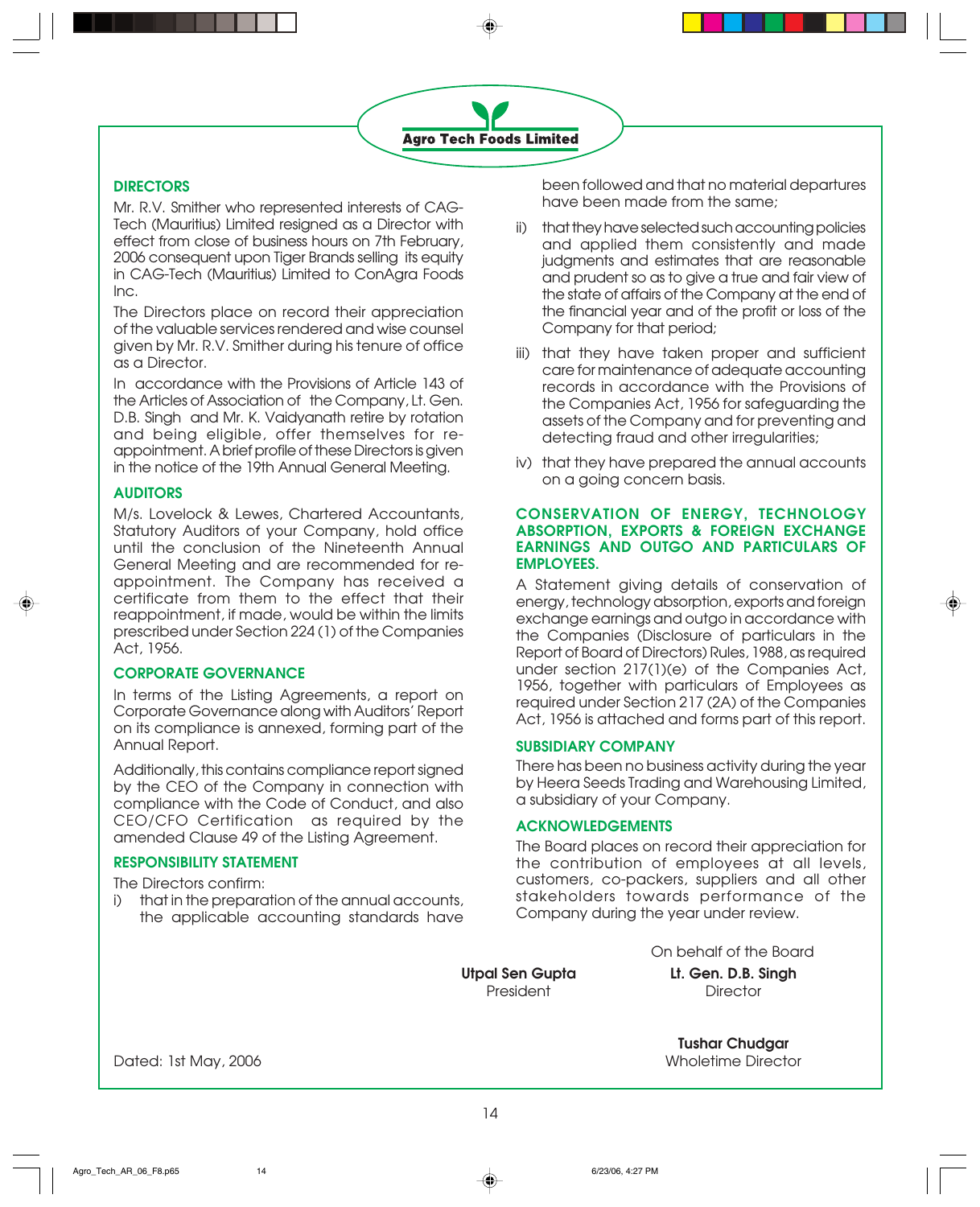## DIRECTORS

Mr. R.V. Smither who represented interests of CAG-Tech (Mauritius) Limited resigned as a Director with effect from close of business hours on 7th February, 2006 consequent upon Tiger Brands selling its equity in CAG-Tech (Mauritius) Limited to ConAgra Foods Inc.

The Directors place on record their appreciation of the valuable services rendered and wise counsel given by Mr. R.V. Smither during his tenure of office as a Director.

In accordance with the Provisions of Article 143 of the Articles of Association of the Company, Lt. Gen. D.B. Singh and Mr. K. Vaidyanath retire by rotation and being eligible, offer themselves for re-appointment. A brief profile of these Directors is given in the notice of the 19th Annual General Meeting.

## AUDITORS

M/s. Lovelock & Lewes, Chartered Accountants, Statutory Auditors of your Company, hold office until the conclusion of the Nineteenth Annual General Meeting and are recommended for re-appointment. The Company has received a certificate from them to the effect that their reappointment, if made, would be within the limits prescribed under Section 224 (1) of the Companies Act, 1956.

## CORPORATE GOVERNANCE

In terms of the Listing Agreements, a report on Corporate Governance along with Auditors' Report on its compliance is annexed, forming part of the Annual Report.

Additionally, this contains compliance report signed by the CEO of the Company in connection with compliance with the Code of Conduct, and also CEO/CFO Certification as required by the amended Clause 49 of the Listing Agreement.

## RESPONSIBILITY STATEMENT

The Directors confirm:

i) that in the preparation of the annual accounts, the applicable accounting standards have been followed and that no material departures have been made from the same;

ii) that they have selected such accounting policies and applied them consistently and made judgments and estimates that are reasonable and prudent so as to give a true and fair view of the state of affairs of the Company at the end of the financial year and of the profit or loss of the Company for that period;

iii) that they have taken proper and sufficient care for maintenance of adequate accounting records in accordance with the Provisions of the Companies Act, 1956 for safeguarding the assets of the Company and for preventing and detecting fraud and other irregularities;

iv) that they have prepared the annual accounts on a going concern basis.

## CONSERVATION OF ENERGY, TECHNOLOGY ABSORPTION, EXPORTS & FOREIGN EXCHANGE EARNINGS AND OUTGO AND PARTICULARS OF EMPLOYEES.

A Statement giving details of conservation of energy, technology absorption, exports and foreign exchange earnings and outgo in accordance with the Companies (Disclosure of particulars in the Report of Board of Directors) Rules, 1988, as required under section 217(1)(e) of the Companies Act, 1956, together with particulars of Employees as required under Section 217 (2A) of the Companies Act, 1956 is attached and forms part of this report.

## SUBSIDIARY COMPANY

There has been no business activity during the year by Heera Seeds Trading and Warehousing Limited, a subsidiary of your Company.

## ACKNOWLEDGEMENTS

The Board places on record their appreciation for the contribution of employees at all levels, customers, co-packers, suppliers and all other stakeholders towards performance of the Company during the year under review.

On behalf of the Board

**Utpal Sen Gupta**
President

**Lt. Gen. D.B. Singh**
Director

**Tushar Chudgar**
Wholetime Director

Dated: 1st May, 2006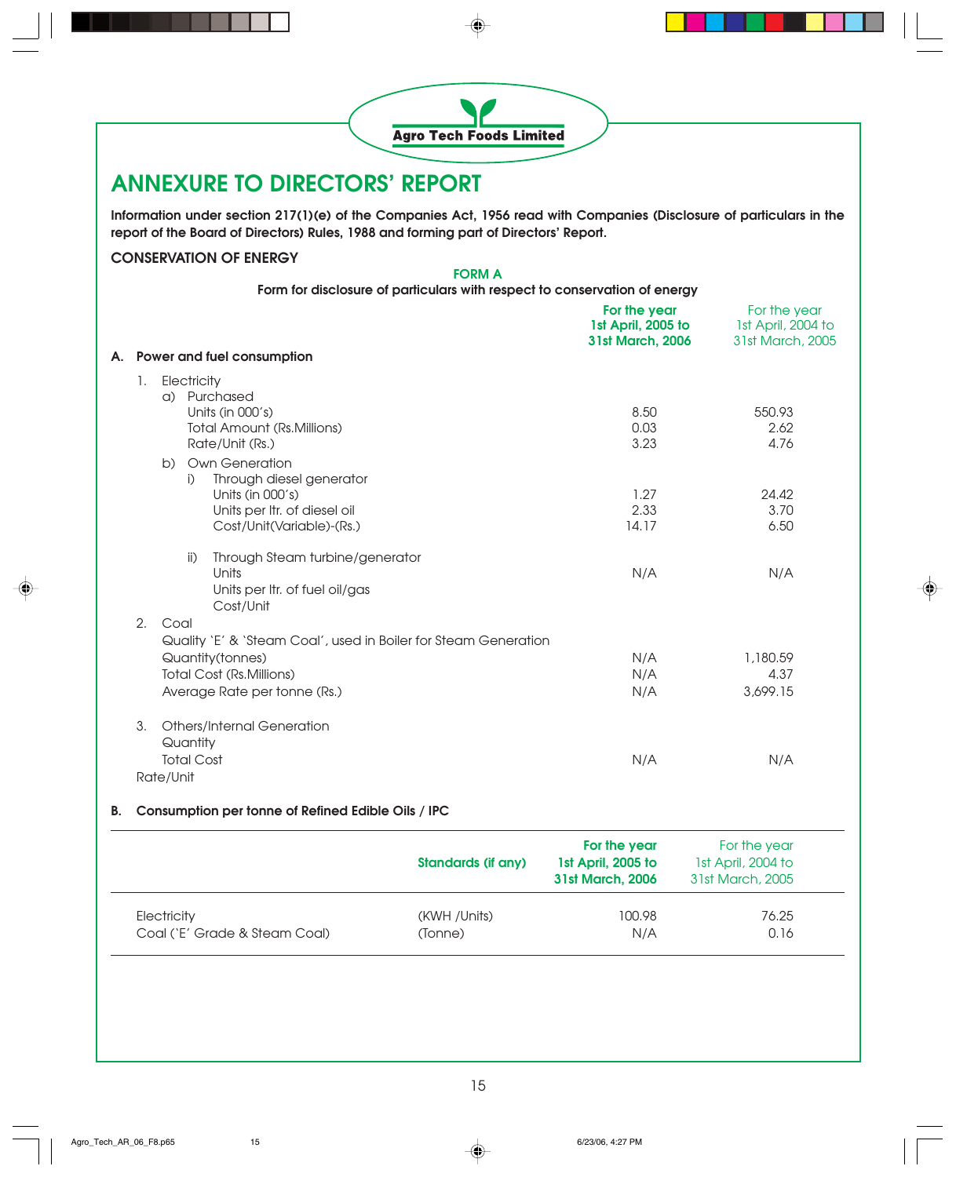Agro Tech Foods Limited

# ANNEXURE TO DIRECTORS' REPORT

**Information under section 217(1)(e) of the Companies Act, 1956 read with Companies (Disclosure of particulars in the report of the Board of Directors) Rules, 1988 and forming part of Directors' Report.**

## CONSERVATION OF ENERGY

### FORM A

**Form for disclosure of particulars with respect to conservation of energy**

| | For the year 1st April, 2005 to 31st March, 2006 | For the year 1st April, 2004 to 31st March, 2005 |
|---|---|---|
| **A. Power and fuel consumption** | | |
| 1. Electricity | | |
| a) Purchased | | |
| Units (in 000's) | 8.50 | 550.93 |
| Total Amount (Rs.Millions) | 0.03 | 2.62 |
| Rate/Unit (Rs.) | 3.23 | 4.76 |
| b) Own Generation | | |
| i) Through diesel generator | | |
| Units (in 000's) | 1.27 | 24.42 |
| Units per ltr. of diesel oil | 2.33 | 3.70 |
| Cost/Unit(Variable)-(Rs.) | 14.17 | 6.50 |
| ii) Through Steam turbine/generator | | |
| Units | N/A | N/A |
| Units per ltr. of fuel oil/gas | | |
| Cost/Unit | | |
| 2. Coal | | |
| Quality `E' & `Steam Coal', used in Boiler for Steam Generation | | |
| Quantity(tonnes) | N/A | 1,180.59 |
| Total Cost (Rs.Millions) | N/A | 4.37 |
| Average Rate per tonne (Rs.) | N/A | 3,699.15 |
| 3. Others/Internal Generation | | |
| Quantity | | |
| Total Cost | N/A | N/A |
| Rate/Unit | | |

**B. Consumption per tonne of Refined Edible Oils / IPC**

| | Standards (if any) | For the year 1st April, 2005 to 31st March, 2006 | For the year 1st April, 2004 to 31st March, 2005 |
|---|---|---|---|
| Electricity | (KWH /Units) | 100.98 | 76.25 |
| Coal (`E' Grade & Steam Coal) | (Tonne) | N/A | 0.16 |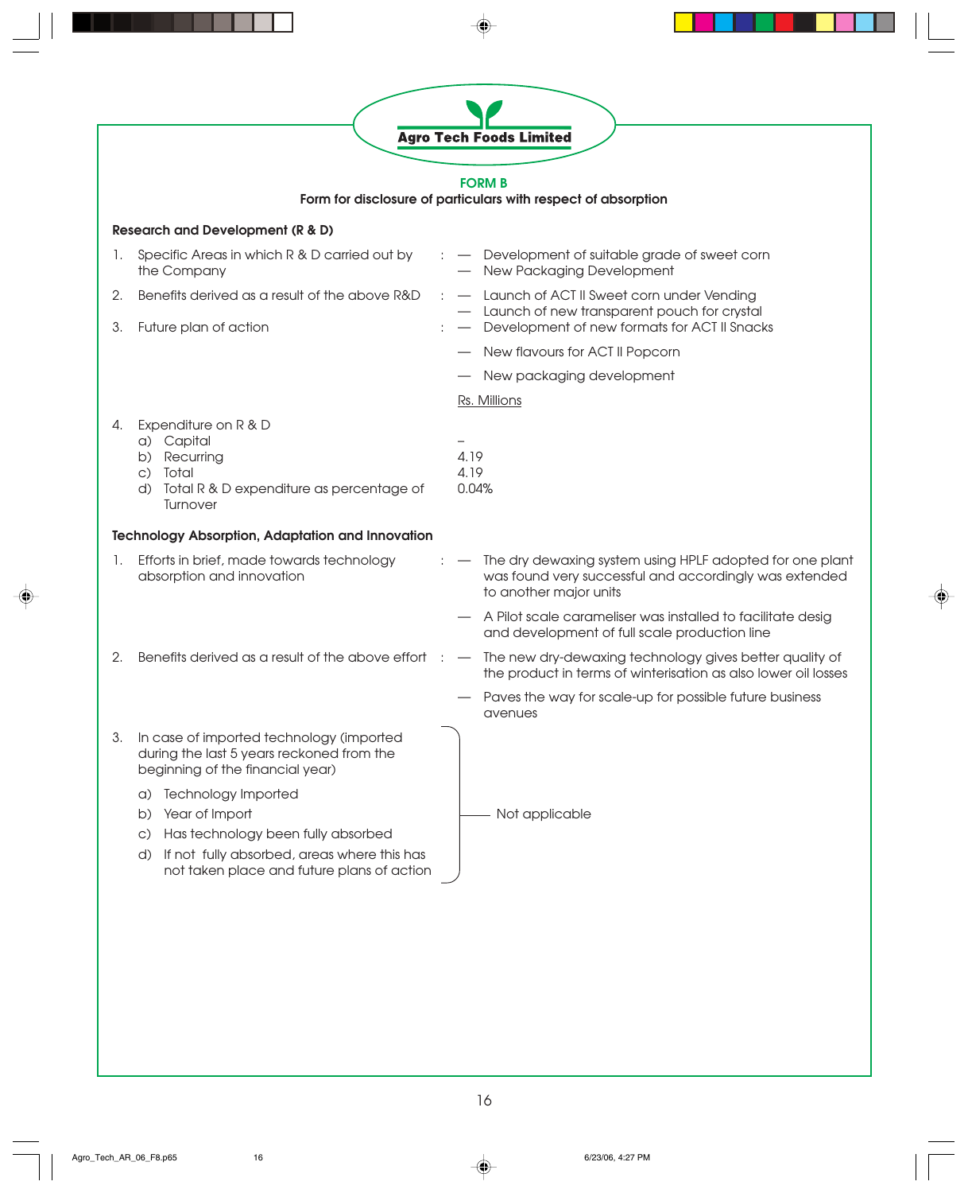**Agro Tech Foods Limited**

## FORM B

**Form for disclosure of particulars with respect of absorption**

### Research and Development (R & D)

1. Specific Areas in which R & D carried out by the Company :
   - Development of suitable grade of sweet corn
   - New Packaging Development
2. Benefits derived as a result of the above R&D :
   - Launch of ACT II Sweet corn under Vending
   - Launch of new transparent pouch for crystal
3. Future plan of action :
   - Development of new formats for ACT II Snacks
   - New flavours for ACT II Popcorn
   - New packaging development

| 4. Expenditure on R & D | Rs. Millions |
|---|---|
| a) Capital | – |
| b) Recurring | 4.19 |
| c) Total | 4.19 |
| d) Total R & D expenditure as percentage of Turnover | 0.04% |

### Technology Absorption, Adaptation and Innovation

1. Efforts in brief, made towards technology absorption and innovation :
   - The dry dewaxing system using HPLF adopted for one plant was found very successful and accordingly was extended to another major units
   - A Pilot scale carameliser was installed to facilitate desig and development of full scale production line
2. Benefits derived as a result of the above effort :
   - The new dry-dewaxing technology gives better quality of the product in terms of winterisation as also lower oil losses
   - Paves the way for scale-up for possible future business avenues
3. In case of imported technology (imported during the last 5 years reckoned from the beginning of the financial year) — Not applicable
   a) Technology Imported
   b) Year of Import
   c) Has technology been fully absorbed
   d) If not fully absorbed, areas where this has not taken place and future plans of action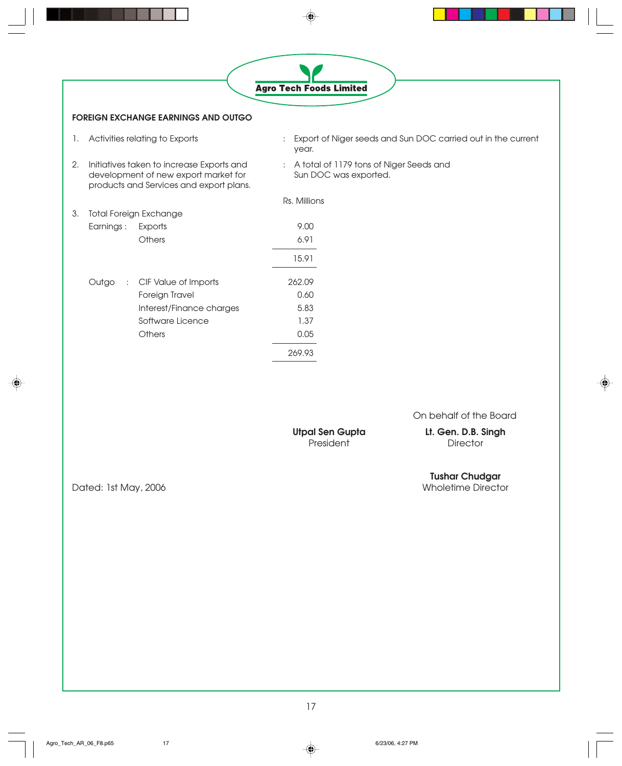Agro Tech Foods Limited

## FOREIGN EXCHANGE EARNINGS AND OUTGO

1. Activities relating to Exports : Export of Niger seeds and Sun DOC carried out in the current year.

2. Initiatives taken to increase Exports and development of new export market for products and Services and export plans. : A total of 1179 tons of Niger Seeds and Sun DOC was exported.

3. Total Foreign Exchange

| | | Rs. Millions |
|---|---|---|
| Earnings : | Exports | 9.00 |
| | Others | 6.91 |
| | | 15.91 |
| Outgo : | CIF Value of Imports | 262.09 |
| | Foreign Travel | 0.60 |
| | Interest/Finance charges | 5.83 |
| | Software Licence | 1.37 |
| | Others | 0.05 |
| | | 269.93 |

On behalf of the Board

**Utpal Sen Gupta**
President

**Lt. Gen. D.B. Singh**
Director

**Tushar Chudgar**
Wholetime Director

Dated: 1st May, 2006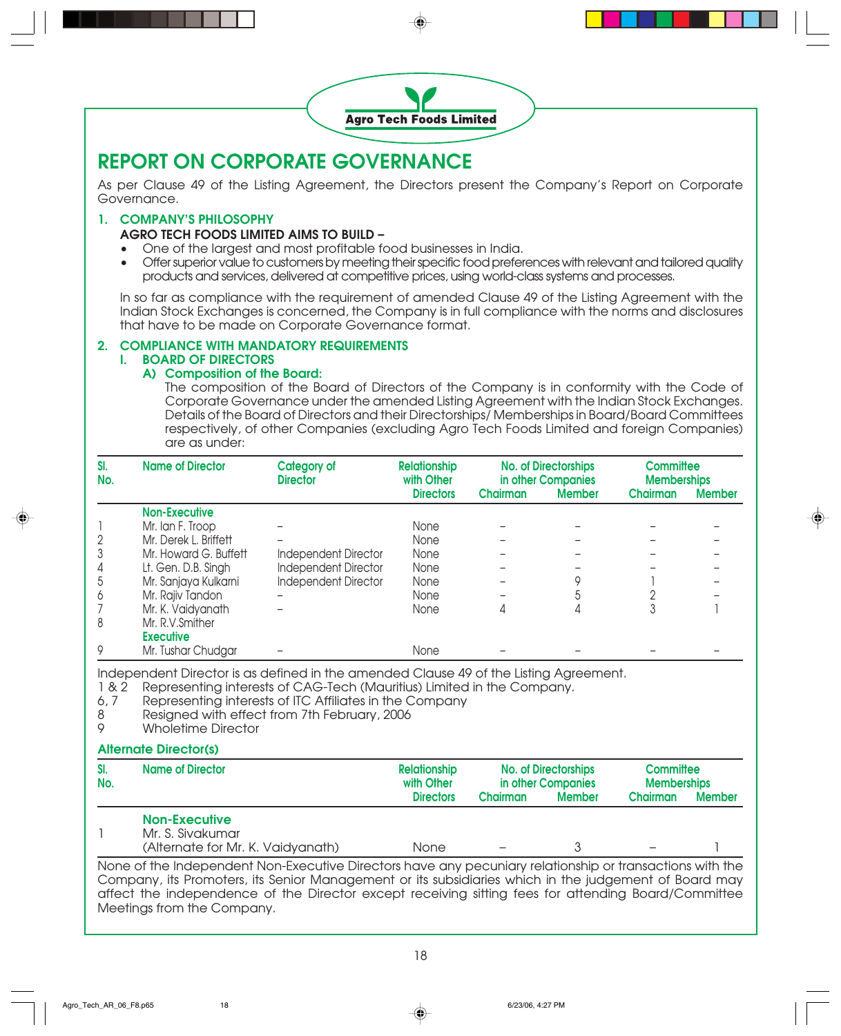Agro Tech Foods Limited

# REPORT ON CORPORATE GOVERNANCE

As per Clause 49 of the Listing Agreement, the Directors present the Company's Report on Corporate Governance.

## 1. COMPANY'S PHILOSOPHY

**AGRO TECH FOODS LIMITED AIMS TO BUILD –**

- One of the largest and most profitable food businesses in India.
- Offer superior value to customers by meeting their specific food preferences with relevant and tailored quality products and services, delivered at competitive prices, using world-class systems and processes.

In so far as compliance with the requirement of amended Clause 49 of the Listing Agreement with the Indian Stock Exchanges is concerned, the Company is in full compliance with the norms and disclosures that have to be made on Corporate Governance format.

## 2. COMPLIANCE WITH MANDATORY REQUIREMENTS

### I. BOARD OF DIRECTORS

#### A) Composition of the Board:

The composition of the Board of Directors of the Company is in conformity with the Code of Corporate Governance under the amended Listing Agreement with the Indian Stock Exchanges. Details of the Board of Directors and their Directorships/ Memberships in Board/Board Committees respectively, of other Companies (excluding Agro Tech Foods Limited and foreign Companies) are as under:

| Sl. No. | Name of Director | Category of Director | Relationship with Other Directors | No. of Directorships in other Companies | | Committee Memberships | |
|---|---|---|---|---|---|---|---|
| | | | | Chairman | Member | Chairman | Member |
| | **Non-Executive** | | | | | | |
| 1 | Mr. Ian F. Troop | – | None | – | – | – | – |
| 2 | Mr. Derek L. Briffett | – | None | – | – | – | – |
| 3 | Mr. Howard G. Buffett | Independent Director | None | – | – | – | – |
| 4 | Lt. Gen. D.B. Singh | Independent Director | None | – | – | – | – |
| 5 | Mr. Sanjaya Kulkarni | Independent Director | None | – | 9 | 1 | – |
| 6 | Mr. Rajiv Tandon | – | None | – | 5 | 2 | – |
| 7 | Mr. K. Vaidyanath | – | None | 4 | 4 | 3 | 1 |
| 8 | Mr. R.V.Smither | | | | | | |
| | **Executive** | | | | | | |
| 9 | Mr. Tushar Chudgar | – | None | – | – | – | – |

Independent Director is as defined in the amended Clause 49 of the Listing Agreement.

1 & 2 Representing interests of CAG-Tech (Mauritius) Limited in the Company.
6, 7 Representing interests of ITC Affiliates in the Company
8 Resigned with effect from 7th February, 2006
9 Wholetime Director

**Alternate Director(s)**

| Sl. No. | Name of Director | Relationship with Other Directors | No. of Directorships in other Companies | | Committee Memberships | |
|---|---|---|---|---|---|---|
| | | | Chairman | Member | Chairman | Member |
| | **Non-Executive** | | | | | |
| 1 | Mr. S. Sivakumar (Alternate for Mr. K. Vaidyanath) | None | – | 3 | – | 1 |

None of the Independent Non-Executive Directors have any pecuniary relationship or transactions with the Company, its Promoters, its Senior Management or its subsidiaries which in the judgement of Board may affect the independence of the Director except receiving sitting fees for attending Board/Committee Meetings from the Company.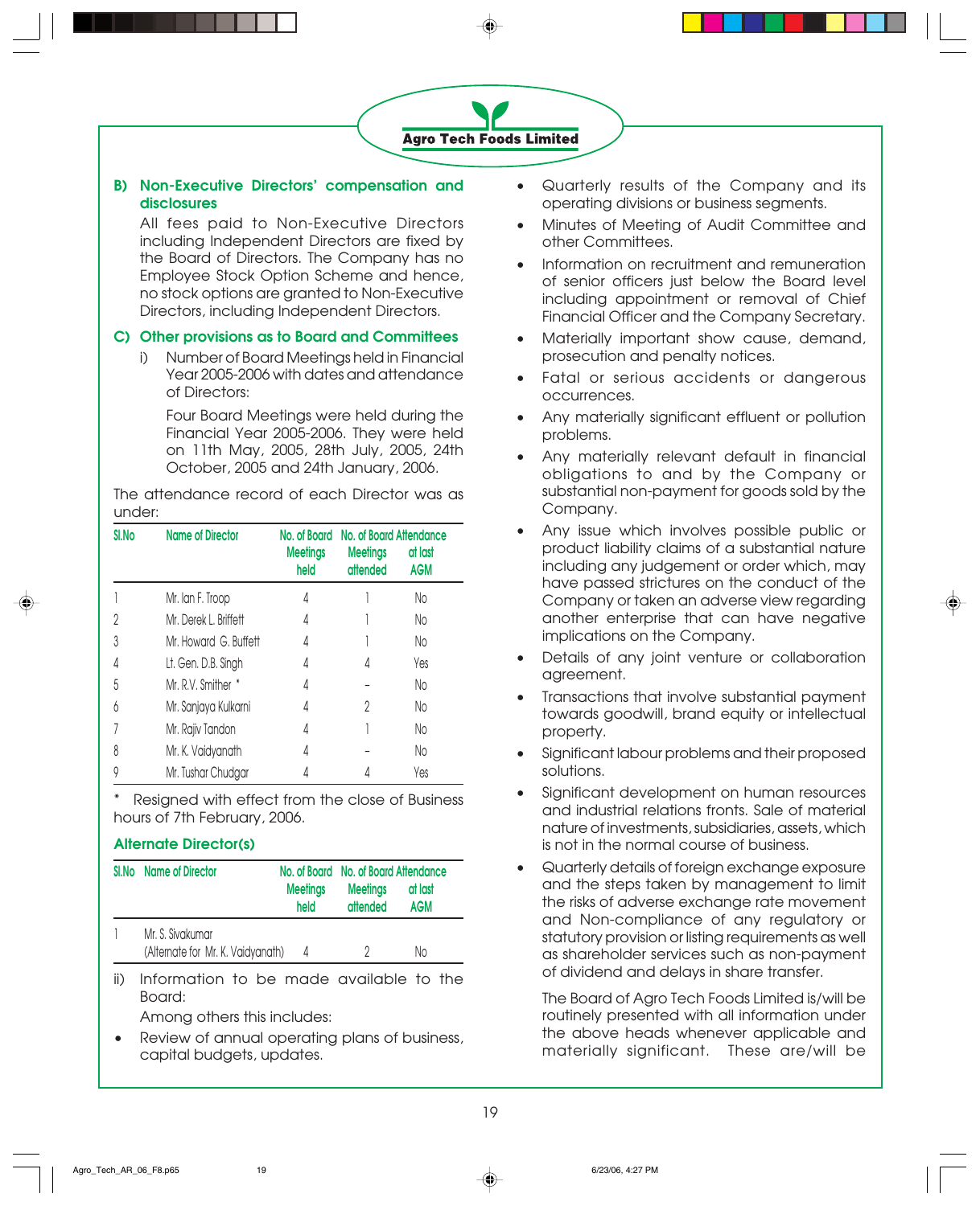### B) Non-Executive Directors' compensation and disclosures

All fees paid to Non-Executive Directors including Independent Directors are fixed by the Board of Directors. The Company has no Employee Stock Option Scheme and hence, no stock options are granted to Non-Executive Directors, including Independent Directors.

### C) Other provisions as to Board and Committees

i) Number of Board Meetings held in Financial Year 2005-2006 with dates and attendance of Directors:

Four Board Meetings were held during the Financial Year 2005-2006. They were held on 11th May, 2005, 28th July, 2005, 24th October, 2005 and 24th January, 2006.

The attendance record of each Director was as under:

| Sl.No | Name of Director | No. of Board Meetings held | No. of Board Meetings attended | Attendance at last AGM |
|---|---|---|---|---|
| 1 | Mr. Ian F. Troop | 4 | 1 | No |
| 2 | Mr. Derek L. Briffett | 4 | 1 | No |
| 3 | Mr. Howard G. Buffett | 4 | 1 | No |
| 4 | Lt. Gen. D.B. Singh | 4 | 4 | Yes |
| 5 | Mr. R.V. Smither * | 4 | - | No |
| 6 | Mr. Sanjaya Kulkarni | 4 | 2 | No |
| 7 | Mr. Rajiv Tandon | 4 | 1 | No |
| 8 | Mr. K. Vaidyanath | 4 | - | No |
| 9 | Mr. Tushar Chudgar | 4 | 4 | Yes |

\* Resigned with effect from the close of Business hours of 7th February, 2006.

### Alternate Director(s)

| Sl.No | Name of Director | No. of Board Meetings held | No. of Board Meetings attended | Attendance at last AGM |
|---|---|---|---|---|
| 1 | Mr. S. Sivakumar (Alternate for Mr. K. Vaidyanath) | 4 | 2 | No |

ii) Information to be made available to the Board:

Among others this includes:

- Review of annual operating plans of business, capital budgets, updates.
- Quarterly results of the Company and its operating divisions or business segments.
- Minutes of Meeting of Audit Committee and other Committees.
- Information on recruitment and remuneration of senior officers just below the Board level including appointment or removal of Chief Financial Officer and the Company Secretary.
- Materially important show cause, demand, prosecution and penalty notices.
- Fatal or serious accidents or dangerous occurrences.
- Any materially significant effluent or pollution problems.
- Any materially relevant default in financial obligations to and by the Company or substantial non-payment for goods sold by the Company.
- Any issue which involves possible public or product liability claims of a substantial nature including any judgement or order which, may have passed strictures on the conduct of the Company or taken an adverse view regarding another enterprise that can have negative implications on the Company.
- Details of any joint venture or collaboration agreement.
- Transactions that involve substantial payment towards goodwill, brand equity or intellectual property.
- Significant labour problems and their proposed solutions.
- Significant development on human resources and industrial relations fronts. Sale of material nature of investments, subsidiaries, assets, which is not in the normal course of business.
- Quarterly details of foreign exchange exposure and the steps taken by management to limit the risks of adverse exchange rate movement and Non-compliance of any regulatory or statutory provision or listing requirements as well as shareholder services such as non-payment of dividend and delays in share transfer.

The Board of Agro Tech Foods Limited is/will be routinely presented with all information under the above heads whenever applicable and materially significant. These are/will be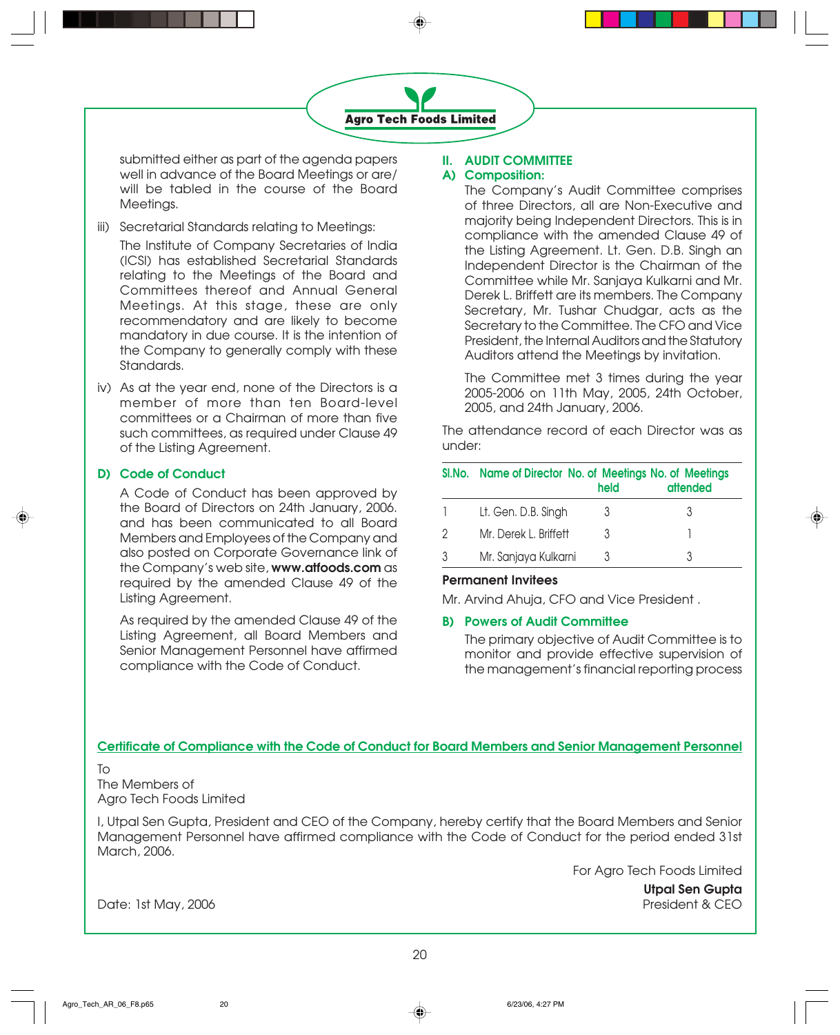submitted either as part of the agenda papers well in advance of the Board Meetings or are/ will be tabled in the course of the Board Meetings.

iii) Secretarial Standards relating to Meetings:

The Institute of Company Secretaries of India (ICSI) has established Secretarial Standards relating to the Meetings of the Board and Committees thereof and Annual General Meetings. At this stage, these are only recommendatory and are likely to become mandatory in due course. It is the intention of the Company to generally comply with these Standards.

iv) As at the year end, none of the Directors is a member of more than ten Board-level committees or a Chairman of more than five such committees, as required under Clause 49 of the Listing Agreement.

### D) Code of Conduct

A Code of Conduct has been approved by the Board of Directors on 24th January, 2006. and has been communicated to all Board Members and Employees of the Company and also posted on Corporate Governance link of the Company's web site, **www.atfoods.com** as required by the amended Clause 49 of the Listing Agreement.

As required by the amended Clause 49 of the Listing Agreement, all Board Members and Senior Management Personnel have affirmed compliance with the Code of Conduct.

## II. AUDIT COMMITTEE

### A) Composition:

The Company's Audit Committee comprises of three Directors, all are Non-Executive and majority being Independent Directors. This is in compliance with the amended Clause 49 of the Listing Agreement. Lt. Gen. D.B. Singh an Independent Director is the Chairman of the Committee while Mr. Sanjaya Kulkarni and Mr. Derek L. Briffett are its members. The Company Secretary, Mr. Tushar Chudgar, acts as the Secretary to the Committee. The CFO and Vice President, the Internal Auditors and the Statutory Auditors attend the Meetings by invitation.

The Committee met 3 times during the year 2005-2006 on 11th May, 2005, 24th October, 2005, and 24th January, 2006.

The attendance record of each Director was as under:

| Sl.No. | Name of Director | No. of Meetings held | No. of Meetings attended |
|---|---|---|---|
| 1 | Lt. Gen. D.B. Singh | 3 | 3 |
| 2 | Mr. Derek L. Briffett | 3 | 1 |
| 3 | Mr. Sanjaya Kulkarni | 3 | 3 |

**Permanent Invitees**

Mr. Arvind Ahuja, CFO and Vice President .

### B) Powers of Audit Committee

The primary objective of Audit Committee is to monitor and provide effective supervision of the management's financial reporting process

## Certificate of Compliance with the Code of Conduct for Board Members and Senior Management Personnel

To
The Members of
Agro Tech Foods Limited

I, Utpal Sen Gupta, President and CEO of the Company, hereby certify that the Board Members and Senior Management Personnel have affirmed compliance with the Code of Conduct for the period ended 31st March, 2006.

For Agro Tech Foods Limited

**Utpal Sen Gupta**
President & CEO

Date: 1st May, 2006